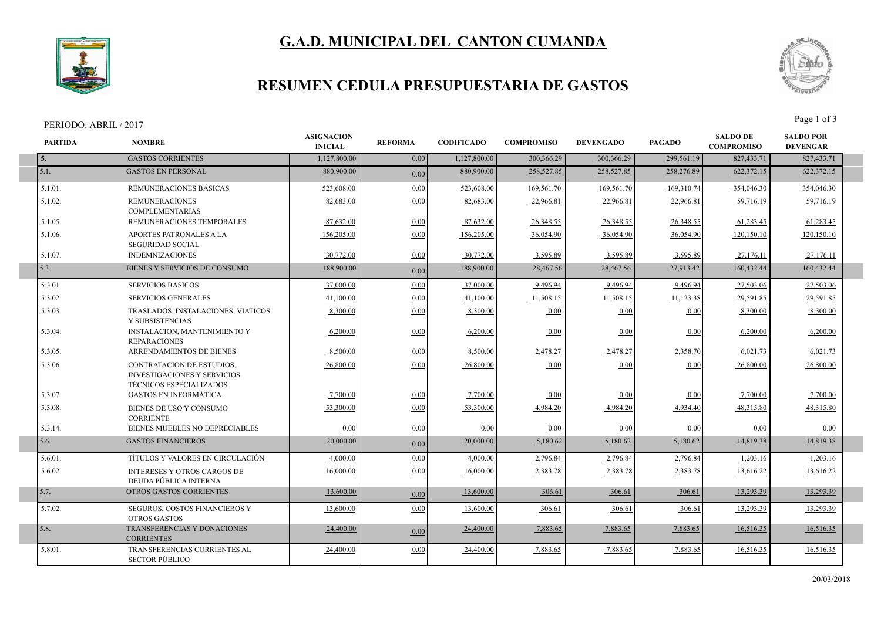# G.A.D. MUNICIPAL DEL CANTON CUMANDA

## RESUMEN CEDULA PRESUPUESTARIA DE GASTOS

PERIODO: ABRIL / 2017

| PARTIDA | NOMBRE | ASIGNACION INICIAL | REFORMA | CODIFICADO | COMPROMISO | DEVENGADO | PAGADO | SALDO DE COMPROMISO | SALDO POR DEVENGAR |
|---|---|---|---|---|---|---|---|---|---|
| 5. | GASTOS CORRIENTES | 1,127,800.00 | 0.00 | 1,127,800.00 | 300,366.29 | 300,366.29 | 299,561.19 | 827,433.71 | 827,433.71 |
| 5.1. | GASTOS EN PERSONAL | 880,900.00 | 0.00 | 880,900.00 | 258,527.85 | 258,527.85 | 258,276.89 | 622,372.15 | 622,372.15 |
| 5.1.01. | REMUNERACIONES BÁSICAS | 523,608.00 | 0.00 | 523,608.00 | 169,561.70 | 169,561.70 | 169,310.74 | 354,046.30 | 354,046.30 |
| 5.1.02. | REMUNERACIONES COMPLEMENTARIAS | 82,683.00 | 0.00 | 82,683.00 | 22,966.81 | 22,966.81 | 22,966.81 | 59,716.19 | 59,716.19 |
| 5.1.05. | REMUNERACIONES TEMPORALES | 87,632.00 | 0.00 | 87,632.00 | 26,348.55 | 26,348.55 | 26,348.55 | 61,283.45 | 61,283.45 |
| 5.1.06. | APORTES PATRONALES A LA SEGURIDAD SOCIAL | 156,205.00 | 0.00 | 156,205.00 | 36,054.90 | 36,054.90 | 36,054.90 | 120,150.10 | 120,150.10 |
| 5.1.07. | INDEMNIZACIONES | 30,772.00 | 0.00 | 30,772.00 | 3,595.89 | 3,595.89 | 3,595.89 | 27,176.11 | 27,176.11 |
| 5.3. | BIENES Y SERVICIOS DE CONSUMO | 188,900.00 | 0.00 | 188,900.00 | 28,467.56 | 28,467.56 | 27,913.42 | 160,432.44 | 160,432.44 |
| 5.3.01. | SERVICIOS BASICOS | 37,000.00 | 0.00 | 37,000.00 | 9,496.94 | 9,496.94 | 9,496.94 | 27,503.06 | 27,503.06 |
| 5.3.02. | SERVICIOS GENERALES | 41,100.00 | 0.00 | 41,100.00 | 11,508.15 | 11,508.15 | 11,123.38 | 29,591.85 | 29,591.85 |
| 5.3.03. | TRASLADOS, INSTALACIONES, VIATICOS Y SUBSISTENCIAS | 8,300.00 | 0.00 | 8,300.00 | 0.00 | 0.00 | 0.00 | 8,300.00 | 8,300.00 |
| 5.3.04. | INSTALACION, MANTENIMIENTO Y REPARACIONES | 6,200.00 | 0.00 | 6,200.00 | 0.00 | 0.00 | 0.00 | 6,200.00 | 6,200.00 |
| 5.3.05. | ARRENDAMIENTOS DE BIENES | 8,500.00 | 0.00 | 8,500.00 | 2,478.27 | 2,478.27 | 2,358.70 | 6,021.73 | 6,021.73 |
| 5.3.06. | CONTRATACION DE ESTUDIOS, INVESTIGACIONES Y SERVICIOS TÉCNICOS ESPECIALIZADOS | 26,800.00 | 0.00 | 26,800.00 | 0.00 | 0.00 | 0.00 | 26,800.00 | 26,800.00 |
| 5.3.07. | GASTOS EN INFORMÁTICA | 7,700.00 | 0.00 | 7,700.00 | 0.00 | 0.00 | 0.00 | 7,700.00 | 7,700.00 |
| 5.3.08. | BIENES DE USO Y CONSUMO CORRIENTE | 53,300.00 | 0.00 | 53,300.00 | 4,984.20 | 4,984.20 | 4,934.40 | 48,315.80 | 48,315.80 |
| 5.3.14. | BIENES MUEBLES NO DEPRECIABLES | 0.00 | 0.00 | 0.00 | 0.00 | 0.00 | 0.00 | 0.00 | 0.00 |
| 5.6. | GASTOS FINANCIEROS | 20,000.00 | 0.00 | 20,000.00 | 5,180.62 | 5,180.62 | 5,180.62 | 14,819.38 | 14,819.38 |
| 5.6.01. | TÍTULOS Y VALORES EN CIRCULACIÓN | 4,000.00 | 0.00 | 4,000.00 | 2,796.84 | 2,796.84 | 2,796.84 | 1,203.16 | 1,203.16 |
| 5.6.02. | INTERESES Y OTROS CARGOS DE DEUDA PÚBLICA INTERNA | 16,000.00 | 0.00 | 16,000.00 | 2,383.78 | 2,383.78 | 2,383.78 | 13,616.22 | 13,616.22 |
| 5.7. | OTROS GASTOS CORRIENTES | 13,600.00 | 0.00 | 13,600.00 | 306.61 | 306.61 | 306.61 | 13,293.39 | 13,293.39 |
| 5.7.02. | SEGUROS, COSTOS FINANCIEROS Y OTROS GASTOS | 13,600.00 | 0.00 | 13,600.00 | 306.61 | 306.61 | 306.61 | 13,293.39 | 13,293.39 |
| 5.8. | TRANSFERENCIAS Y DONACIONES CORRIENTES | 24,400.00 | 0.00 | 24,400.00 | 7,883.65 | 7,883.65 | 7,883.65 | 16,516.35 | 16,516.35 |
| 5.8.01. | TRANSFERENCIAS CORRIENTES AL SECTOR PÚBLICO | 24,400.00 | 0.00 | 24,400.00 | 7,883.65 | 7,883.65 | 7,883.65 | 16,516.35 | 16,516.35 |

20/03/2018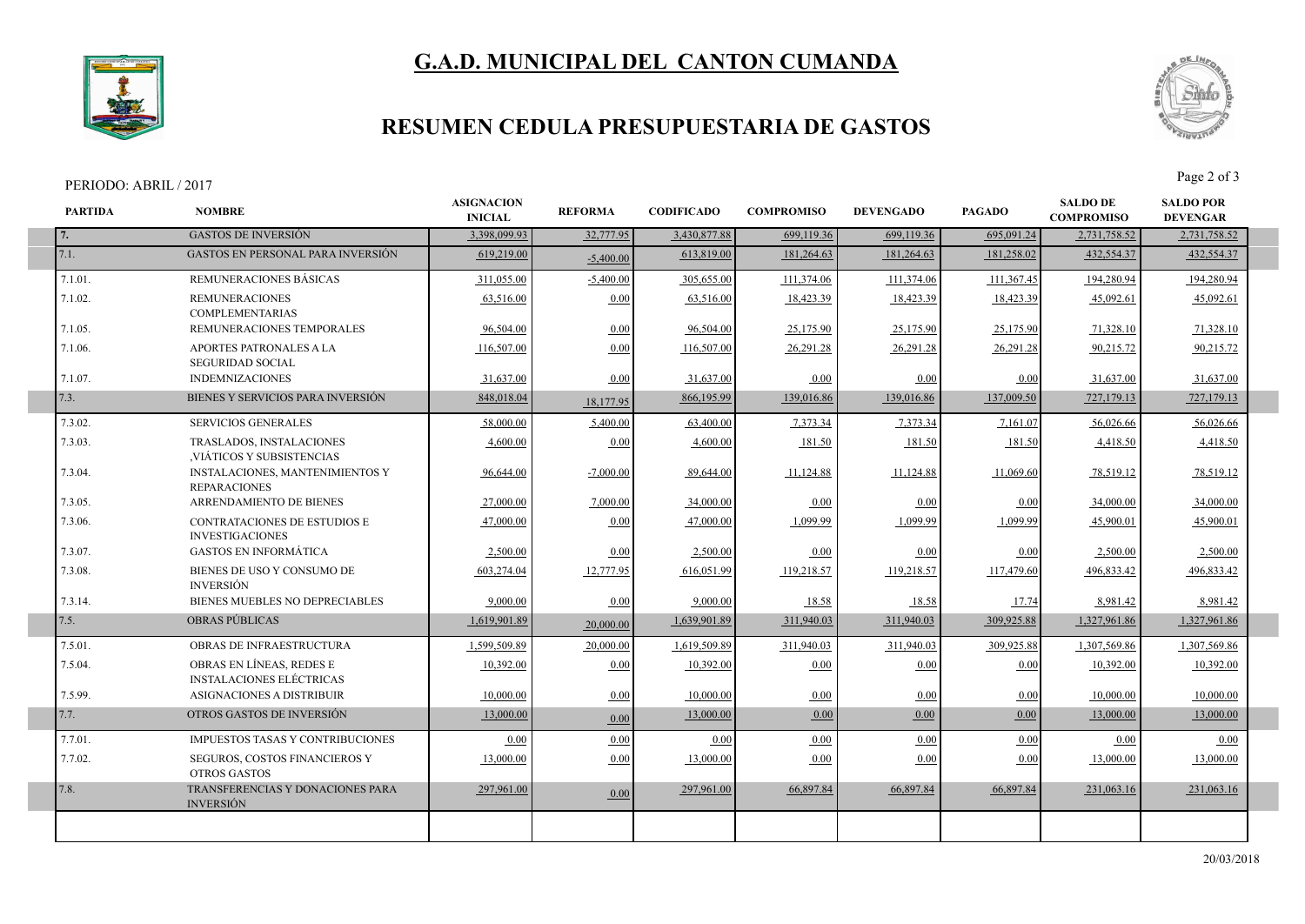# G.A.D. MUNICIPAL DEL CANTON CUMANDA

## RESUMEN CEDULA PRESUPUESTARIA DE GASTOS

PERIODO: ABRIL / 2017

| PARTIDA | NOMBRE | ASIGNACION INICIAL | REFORMA | CODIFICADO | COMPROMISO | DEVENGADO | PAGADO | SALDO DE COMPROMISO | SALDO POR DEVENGAR |
|---|---|---|---|---|---|---|---|---|---|
| 7. | GASTOS DE INVERSIÓN | 3,398,099.93 | 32,777.95 | 3,430,877.88 | 699,119.36 | 699,119.36 | 695,091.24 | 2,731,758.52 | 2,731,758.52 |
| 7.1. | GASTOS EN PERSONAL PARA INVERSIÓN | 619,219.00 | -5,400.00 | 613,819.00 | 181,264.63 | 181,264.63 | 181,258.02 | 432,554.37 | 432,554.37 |
| 7.1.01. | REMUNERACIONES BÁSICAS | 311,055.00 | -5,400.00 | 305,655.00 | 111,374.06 | 111,374.06 | 111,367.45 | 194,280.94 | 194,280.94 |
| 7.1.02. | REMUNERACIONES COMPLEMENTARIAS | 63,516.00 | 0.00 | 63,516.00 | 18,423.39 | 18,423.39 | 18,423.39 | 45,092.61 | 45,092.61 |
| 7.1.05. | REMUNERACIONES TEMPORALES | 96,504.00 | 0.00 | 96,504.00 | 25,175.90 | 25,175.90 | 25,175.90 | 71,328.10 | 71,328.10 |
| 7.1.06. | APORTES PATRONALES A LA SEGURIDAD SOCIAL | 116,507.00 | 0.00 | 116,507.00 | 26,291.28 | 26,291.28 | 26,291.28 | 90,215.72 | 90,215.72 |
| 7.1.07. | INDEMNIZACIONES | 31,637.00 | 0.00 | 31,637.00 | 0.00 | 0.00 | 0.00 | 31,637.00 | 31,637.00 |
| 7.3. | BIENES Y SERVICIOS PARA INVERSIÓN | 848,018.04 | 18,177.95 | 866,195.99 | 139,016.86 | 139,016.86 | 137,009.50 | 727,179.13 | 727,179.13 |
| 7.3.02. | SERVICIOS GENERALES | 58,000.00 | 5,400.00 | 63,400.00 | 7,373.34 | 7,373.34 | 7,161.07 | 56,026.66 | 56,026.66 |
| 7.3.03. | TRASLADOS, INSTALACIONES ,VIÁTICOS Y SUBSISTENCIAS | 4,600.00 | 0.00 | 4,600.00 | 181.50 | 181.50 | 181.50 | 4,418.50 | 4,418.50 |
| 7.3.04. | INSTALACIONES, MANTENIMIENTOS Y REPARACIONES | 96,644.00 | -7,000.00 | 89,644.00 | 11,124.88 | 11,124.88 | 11,069.60 | 78,519.12 | 78,519.12 |
| 7.3.05. | ARRENDAMIENTO DE BIENES | 27,000.00 | 7,000.00 | 34,000.00 | 0.00 | 0.00 | 0.00 | 34,000.00 | 34,000.00 |
| 7.3.06. | CONTRATACIONES DE ESTUDIOS E INVESTIGACIONES | 47,000.00 | 0.00 | 47,000.00 | 1,099.99 | 1,099.99 | 1,099.99 | 45,900.01 | 45,900.01 |
| 7.3.07. | GASTOS EN INFORMÁTICA | 2,500.00 | 0.00 | 2,500.00 | 0.00 | 0.00 | 0.00 | 2,500.00 | 2,500.00 |
| 7.3.08. | BIENES DE USO Y CONSUMO DE INVERSIÓN | 603,274.04 | 12,777.95 | 616,051.99 | 119,218.57 | 119,218.57 | 117,479.60 | 496,833.42 | 496,833.42 |
| 7.3.14. | BIENES MUEBLES NO DEPRECIABLES | 9,000.00 | 0.00 | 9,000.00 | 18.58 | 18.58 | 17.74 | 8,981.42 | 8,981.42 |
| 7.5. | OBRAS PÚBLICAS | 1,619,901.89 | 20,000.00 | 1,639,901.89 | 311,940.03 | 311,940.03 | 309,925.88 | 1,327,961.86 | 1,327,961.86 |
| 7.5.01. | OBRAS DE INFRAESTRUCTURA | 1,599,509.89 | 20,000.00 | 1,619,509.89 | 311,940.03 | 311,940.03 | 309,925.88 | 1,307,569.86 | 1,307,569.86 |
| 7.5.04. | OBRAS EN LÍNEAS, REDES E INSTALACIONES ELÉCTRICAS | 10,392.00 | 0.00 | 10,392.00 | 0.00 | 0.00 | 0.00 | 10,392.00 | 10,392.00 |
| 7.5.99. | ASIGNACIONES A DISTRIBUIR | 10,000.00 | 0.00 | 10,000.00 | 0.00 | 0.00 | 0.00 | 10,000.00 | 10,000.00 |
| 7.7. | OTROS GASTOS DE INVERSIÓN | 13,000.00 | 0.00 | 13,000.00 | 0.00 | 0.00 | 0.00 | 13,000.00 | 13,000.00 |
| 7.7.01. | IMPUESTOS TASAS Y CONTRIBUCIONES | 0.00 | 0.00 | 0.00 | 0.00 | 0.00 | 0.00 | 0.00 | 0.00 |
| 7.7.02. | SEGUROS, COSTOS FINANCIEROS Y OTROS GASTOS | 13,000.00 | 0.00 | 13,000.00 | 0.00 | 0.00 | 0.00 | 13,000.00 | 13,000.00 |
| 7.8. | TRANSFERENCIAS Y DONACIONES PARA INVERSIÓN | 297,961.00 | 0.00 | 297,961.00 | 66,897.84 | 66,897.84 | 66,897.84 | 231,063.16 | 231,063.16 |

20/03/2018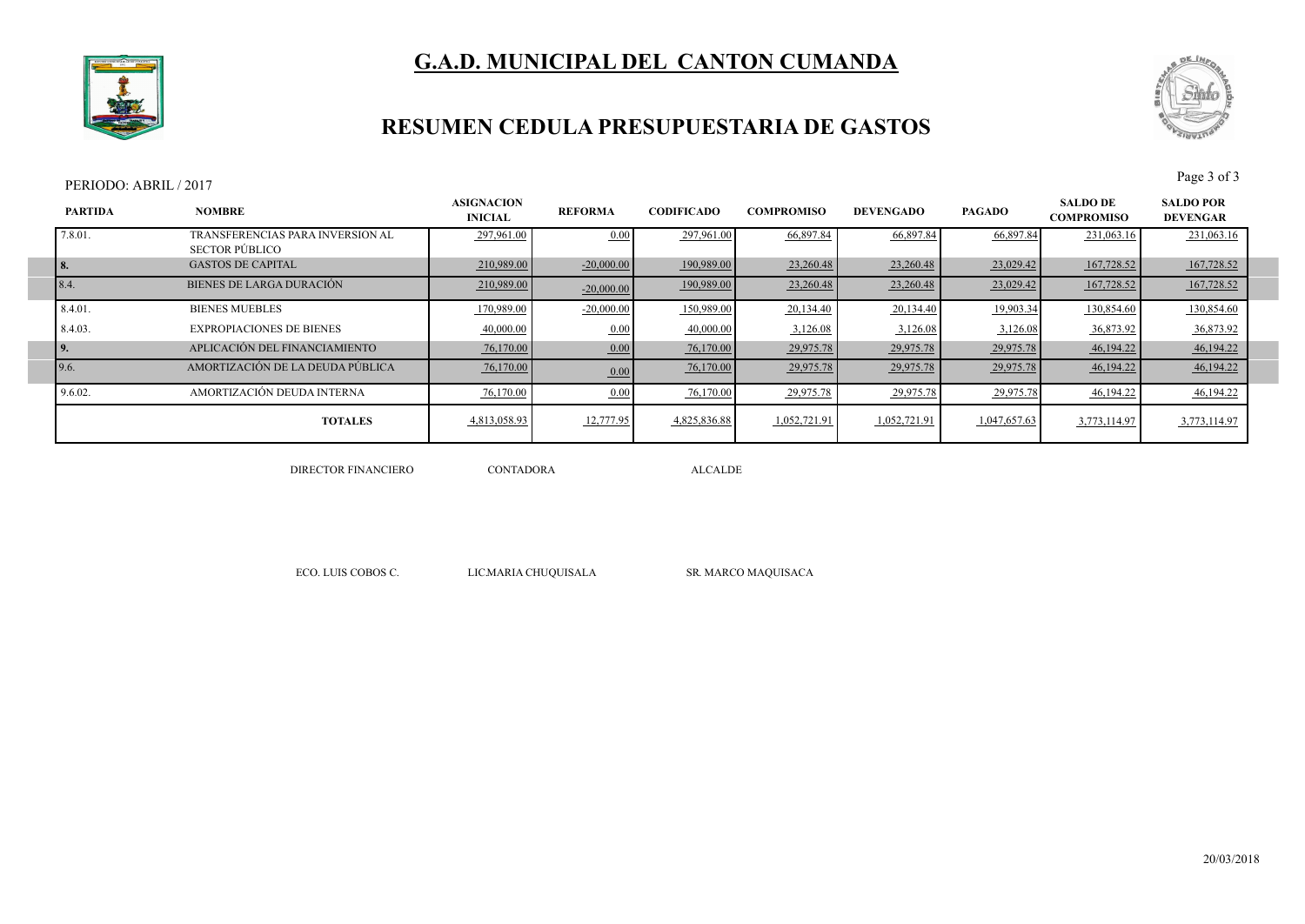# G.A.D. MUNICIPAL DEL CANTON CUMANDA

## RESUMEN CEDULA PRESUPUESTARIA DE GASTOS

PERIODO: ABRIL / 2017

| PARTIDA | NOMBRE | ASIGNACION INICIAL | REFORMA | CODIFICADO | COMPROMISO | DEVENGADO | PAGADO | SALDO DE COMPROMISO | SALDO POR DEVENGAR |
|---|---|---|---|---|---|---|---|---|---|
| 7.8.01. | TRANSFERENCIAS PARA INVERSION AL SECTOR PÚBLICO | 297,961.00 | 0.00 | 297,961.00 | 66,897.84 | 66,897.84 | 66,897.84 | 231,063.16 | 231,063.16 |
| 8. | GASTOS DE CAPITAL | 210,989.00 | -20,000.00 | 190,989.00 | 23,260.48 | 23,260.48 | 23,029.42 | 167,728.52 | 167,728.52 |
| 8.4. | BIENES DE LARGA DURACIÓN | 210,989.00 | -20,000.00 | 190,989.00 | 23,260.48 | 23,260.48 | 23,029.42 | 167,728.52 | 167,728.52 |
| 8.4.01. | BIENES MUEBLES | 170,989.00 | -20,000.00 | 150,989.00 | 20,134.40 | 20,134.40 | 19,903.34 | 130,854.60 | 130,854.60 |
| 8.4.03. | EXPROPIACIONES DE BIENES | 40,000.00 | 0.00 | 40,000.00 | 3,126.08 | 3,126.08 | 3,126.08 | 36,873.92 | 36,873.92 |
| 9. | APLICACIÓN DEL FINANCIAMIENTO | 76,170.00 | 0.00 | 76,170.00 | 29,975.78 | 29,975.78 | 29,975.78 | 46,194.22 | 46,194.22 |
| 9.6. | AMORTIZACIÓN DE LA DEUDA PÚBLICA | 76,170.00 | 0.00 | 76,170.00 | 29,975.78 | 29,975.78 | 29,975.78 | 46,194.22 | 46,194.22 |
| 9.6.02. | AMORTIZACIÓN DEUDA INTERNA | 76,170.00 | 0.00 | 76,170.00 | 29,975.78 | 29,975.78 | 29,975.78 | 46,194.22 | 46,194.22 |
| | **TOTALES** | 4,813,058.93 | 12,777.95 | 4,825,836.88 | 1,052,721.91 | 1,052,721.91 | 1,047,657.63 | 3,773,114.97 | 3,773,114.97 |

| DIRECTOR FINANCIERO | CONTADORA | ALCALDE |
|---|---|---|
| ECO. LUIS COBOS C. | LIC.MARIA CHUQUISALA | SR. MARCO MAQUISACA |

20/03/2018